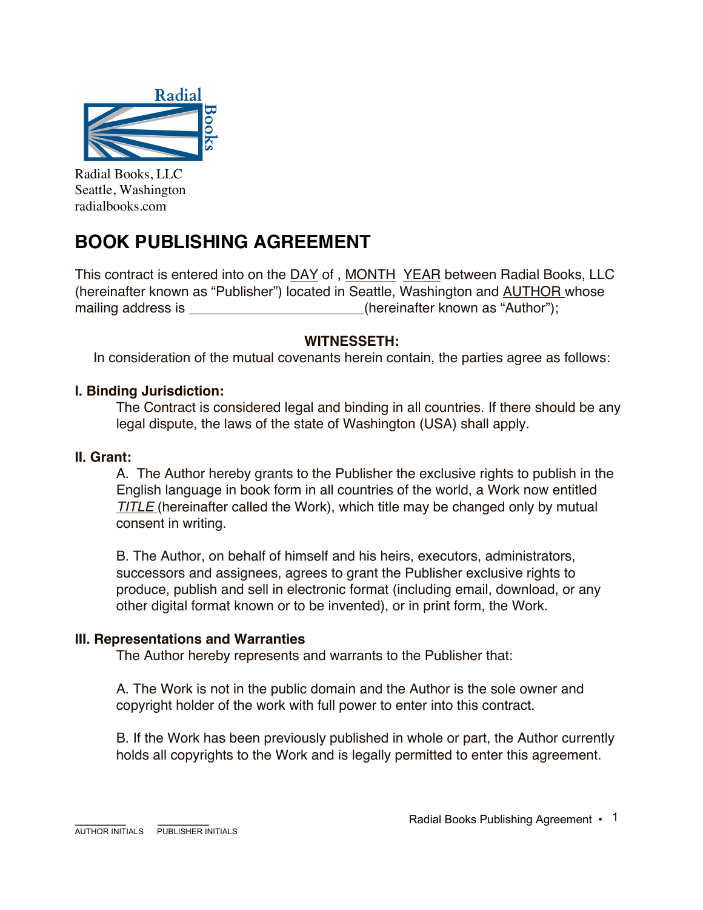Radial Books, LLC
Seattle, Washington
radialbooks.com

# BOOK PUBLISHING AGREEMENT

This contract is entered into on the DAY of , MONTH YEAR between Radial Books, LLC (hereinafter known as "Publisher") located in Seattle, Washington and AUTHOR whose mailing address is ________________________(hereinafter known as "Author");

**WITNESSETH:**

In consideration of the mutual covenants herein contain, the parties agree as follows:

### I. Binding Jurisdiction:

The Contract is considered legal and binding in all countries. If there should be any legal dispute, the laws of the state of Washington (USA) shall apply.

### II. Grant:

A. The Author hereby grants to the Publisher the exclusive rights to publish in the English language in book form in all countries of the world, a Work now entitled *TITLE* (hereinafter called the Work), which title may be changed only by mutual consent in writing.

B. The Author, on behalf of himself and his heirs, executors, administrators, successors and assignees, agrees to grant the Publisher exclusive rights to produce, publish and sell in electronic format (including email, download, or any other digital format known or to be invented), or in print form, the Work.

### III. Representations and Warranties

The Author hereby represents and warrants to the Publisher that:

A. The Work is not in the public domain and the Author is the sole owner and copyright holder of the work with full power to enter into this contract.

B. If the Work has been previously published in whole or part, the Author currently holds all copyrights to the Work and is legally permitted to enter this agreement.

________ AUTHOR INITIALS ________ PUBLISHER INITIALS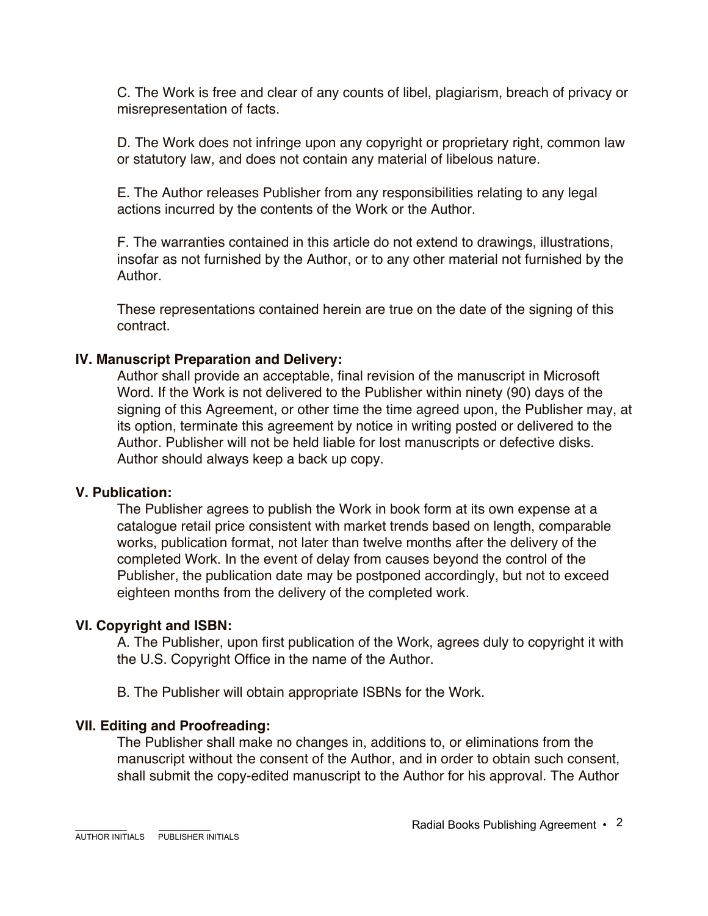C. The Work is free and clear of any counts of libel, plagiarism, breach of privacy or misrepresentation of facts.

D. The Work does not infringe upon any copyright or proprietary right, common law or statutory law, and does not contain any material of libelous nature.

E. The Author releases Publisher from any responsibilities relating to any legal actions incurred by the contents of the Work or the Author.

F. The warranties contained in this article do not extend to drawings, illustrations, insofar as not furnished by the Author, or to any other material not furnished by the Author.

These representations contained herein are true on the date of the signing of this contract.

**IV. Manuscript Preparation and Delivery:**

Author shall provide an acceptable, final revision of the manuscript in Microsoft Word. If the Work is not delivered to the Publisher within ninety (90) days of the signing of this Agreement, or other time the time agreed upon, the Publisher may, at its option, terminate this agreement by notice in writing posted or delivered to the Author. Publisher will not be held liable for lost manuscripts or defective disks. Author should always keep a back up copy.

**V. Publication:**

The Publisher agrees to publish the Work in book form at its own expense at a catalogue retail price consistent with market trends based on length, comparable works, publication format, not later than twelve months after the delivery of the completed Work. In the event of delay from causes beyond the control of the Publisher, the publication date may be postponed accordingly, but not to exceed eighteen months from the delivery of the completed work.

**VI. Copyright and ISBN:**

A. The Publisher, upon first publication of the Work, agrees duly to copyright it with the U.S. Copyright Office in the name of the Author.

B. The Publisher will obtain appropriate ISBNs for the Work.

**VII. Editing and Proofreading:**

The Publisher shall make no changes in, additions to, or eliminations from the manuscript without the consent of the Author, and in order to obtain such consent, shall submit the copy-edited manuscript to the Author for his approval. The Author

________ ________
AUTHOR INITIALS PUBLISHER INITIALS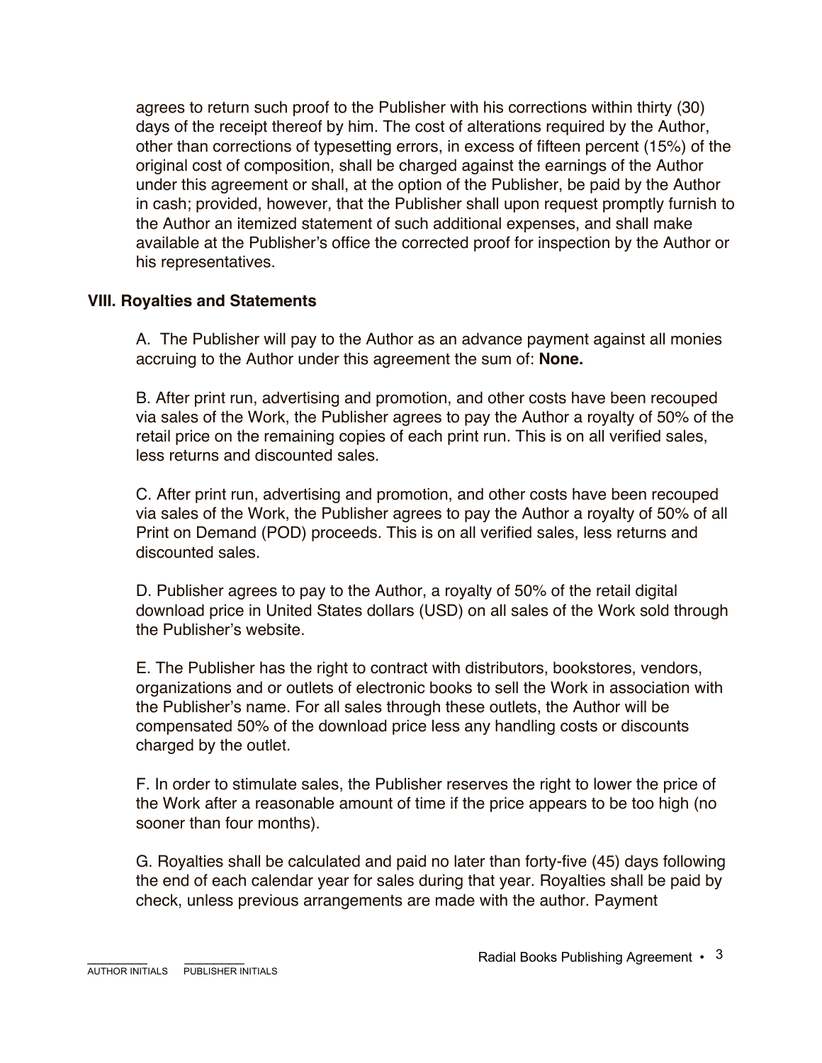agrees to return such proof to the Publisher with his corrections within thirty (30) days of the receipt thereof by him. The cost of alterations required by the Author, other than corrections of typesetting errors, in excess of fifteen percent (15%) of the original cost of composition, shall be charged against the earnings of the Author under this agreement or shall, at the option of the Publisher, be paid by the Author in cash; provided, however, that the Publisher shall upon request promptly furnish to the Author an itemized statement of such additional expenses, and shall make available at the Publisher's office the corrected proof for inspection by the Author or his representatives.

## VIII. Royalties and Statements

A. The Publisher will pay to the Author as an advance payment against all monies accruing to the Author under this agreement the sum of: **None.**

B. After print run, advertising and promotion, and other costs have been recouped via sales of the Work, the Publisher agrees to pay the Author a royalty of 50% of the retail price on the remaining copies of each print run. This is on all verified sales, less returns and discounted sales.

C. After print run, advertising and promotion, and other costs have been recouped via sales of the Work, the Publisher agrees to pay the Author a royalty of 50% of all Print on Demand (POD) proceeds. This is on all verified sales, less returns and discounted sales.

D. Publisher agrees to pay to the Author, a royalty of 50% of the retail digital download price in United States dollars (USD) on all sales of the Work sold through the Publisher's website.

E. The Publisher has the right to contract with distributors, bookstores, vendors, organizations and or outlets of electronic books to sell the Work in association with the Publisher's name. For all sales through these outlets, the Author will be compensated 50% of the download price less any handling costs or discounts charged by the outlet.

F. In order to stimulate sales, the Publisher reserves the right to lower the price of the Work after a reasonable amount of time if the price appears to be too high (no sooner than four months).

G. Royalties shall be calculated and paid no later than forty-five (45) days following the end of each calendar year for sales during that year. Royalties shall be paid by check, unless previous arrangements are made with the author. Payment

________ ________
AUTHOR INITIALS PUBLISHER INITIALS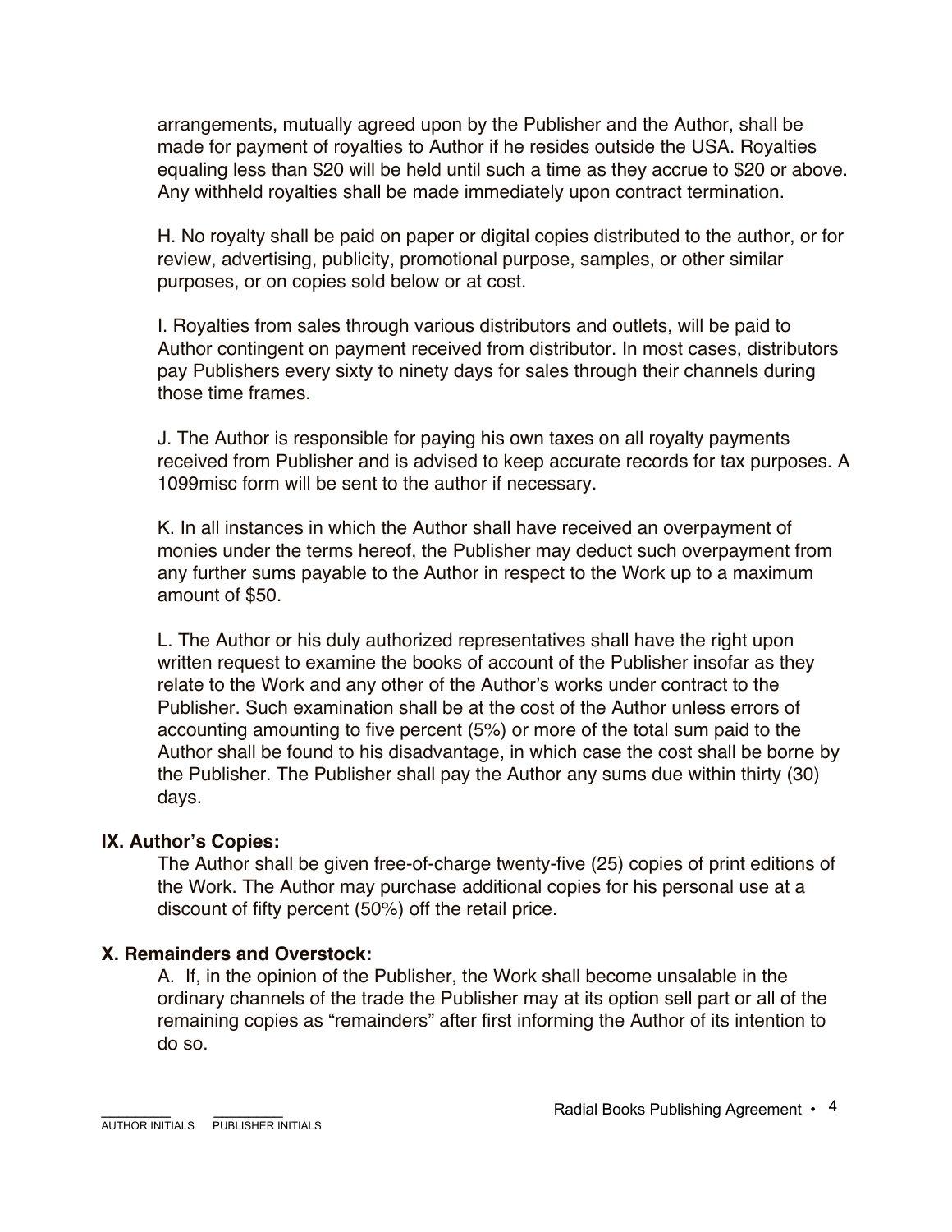arrangements, mutually agreed upon by the Publisher and the Author, shall be made for payment of royalties to Author if he resides outside the USA. Royalties equaling less than $20 will be held until such a time as they accrue to $20 or above. Any withheld royalties shall be made immediately upon contract termination.

H. No royalty shall be paid on paper or digital copies distributed to the author, or for review, advertising, publicity, promotional purpose, samples, or other similar purposes, or on copies sold below or at cost.

I. Royalties from sales through various distributors and outlets, will be paid to Author contingent on payment received from distributor. In most cases, distributors pay Publishers every sixty to ninety days for sales through their channels during those time frames.

J. The Author is responsible for paying his own taxes on all royalty payments received from Publisher and is advised to keep accurate records for tax purposes. A 1099misc form will be sent to the author if necessary.

K. In all instances in which the Author shall have received an overpayment of monies under the terms hereof, the Publisher may deduct such overpayment from any further sums payable to the Author in respect to the Work up to a maximum amount of $50.

L. The Author or his duly authorized representatives shall have the right upon written request to examine the books of account of the Publisher insofar as they relate to the Work and any other of the Author's works under contract to the Publisher. Such examination shall be at the cost of the Author unless errors of accounting amounting to five percent (5%) or more of the total sum paid to the Author shall be found to his disadvantage, in which case the cost shall be borne by the Publisher. The Publisher shall pay the Author any sums due within thirty (30) days.

**IX. Author's Copies:**

The Author shall be given free-of-charge twenty-five (25) copies of print editions of the Work. The Author may purchase additional copies for his personal use at a discount of fifty percent (50%) off the retail price.

**X. Remainders and Overstock:**

A. If, in the opinion of the Publisher, the Work shall become unsalable in the ordinary channels of the trade the Publisher may at its option sell part or all of the remaining copies as "remainders" after first informing the Author of its intention to do so.

________ ________
AUTHOR INITIALS PUBLISHER INITIALS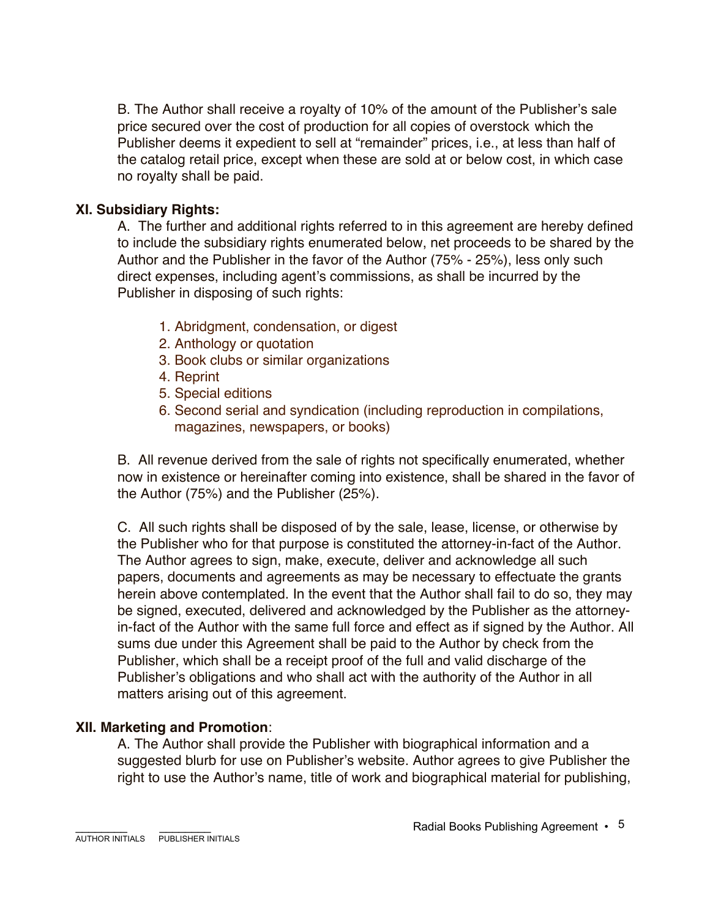B. The Author shall receive a royalty of 10% of the amount of the Publisher's sale price secured over the cost of production for all copies of overstock which the Publisher deems it expedient to sell at "remainder" prices, i.e., at less than half of the catalog retail price, except when these are sold at or below cost, in which case no royalty shall be paid.

**XI. Subsidiary Rights:**

A. The further and additional rights referred to in this agreement are hereby defined to include the subsidiary rights enumerated below, net proceeds to be shared by the Author and the Publisher in the favor of the Author (75% - 25%), less only such direct expenses, including agent's commissions, as shall be incurred by the Publisher in disposing of such rights:

1. Abridgment, condensation, or digest
2. Anthology or quotation
3. Book clubs or similar organizations
4. Reprint
5. Special editions
6. Second serial and syndication (including reproduction in compilations, magazines, newspapers, or books)

B. All revenue derived from the sale of rights not specifically enumerated, whether now in existence or hereinafter coming into existence, shall be shared in the favor of the Author (75%) and the Publisher (25%).

C. All such rights shall be disposed of by the sale, lease, license, or otherwise by the Publisher who for that purpose is constituted the attorney-in-fact of the Author. The Author agrees to sign, make, execute, deliver and acknowledge all such papers, documents and agreements as may be necessary to effectuate the grants herein above contemplated. In the event that the Author shall fail to do so, they may be signed, executed, delivered and acknowledged by the Publisher as the attorney-in-fact of the Author with the same full force and effect as if signed by the Author. All sums due under this Agreement shall be paid to the Author by check from the Publisher, which shall be a receipt proof of the full and valid discharge of the Publisher's obligations and who shall act with the authority of the Author in all matters arising out of this agreement.

**XII. Marketing and Promotion**:

A. The Author shall provide the Publisher with biographical information and a suggested blurb for use on Publisher's website. Author agrees to give Publisher the right to use the Author's name, title of work and biographical material for publishing,

________ ________
AUTHOR INITIALS PUBLISHER INITIALS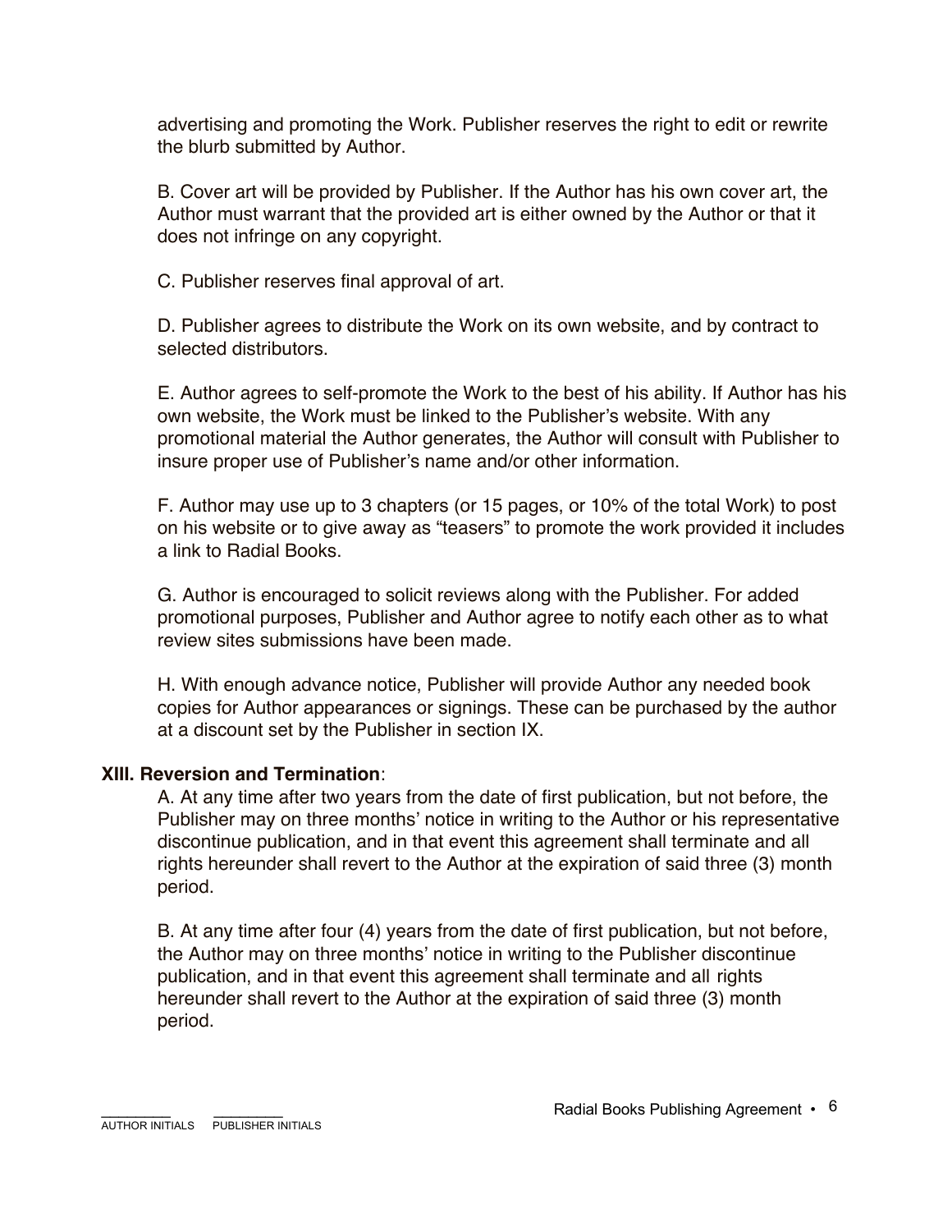advertising and promoting the Work. Publisher reserves the right to edit or rewrite the blurb submitted by Author.

B. Cover art will be provided by Publisher. If the Author has his own cover art, the Author must warrant that the provided art is either owned by the Author or that it does not infringe on any copyright.

C. Publisher reserves final approval of art.

D. Publisher agrees to distribute the Work on its own website, and by contract to selected distributors.

E. Author agrees to self-promote the Work to the best of his ability. If Author has his own website, the Work must be linked to the Publisher's website. With any promotional material the Author generates, the Author will consult with Publisher to insure proper use of Publisher's name and/or other information.

F. Author may use up to 3 chapters (or 15 pages, or 10% of the total Work) to post on his website or to give away as "teasers" to promote the work provided it includes a link to Radial Books.

G. Author is encouraged to solicit reviews along with the Publisher. For added promotional purposes, Publisher and Author agree to notify each other as to what review sites submissions have been made.

H. With enough advance notice, Publisher will provide Author any needed book copies for Author appearances or signings. These can be purchased by the author at a discount set by the Publisher in section IX.

**XIII. Reversion and Termination**:

A. At any time after two years from the date of first publication, but not before, the Publisher may on three months' notice in writing to the Author or his representative discontinue publication, and in that event this agreement shall terminate and all rights hereunder shall revert to the Author at the expiration of said three (3) month period.

B. At any time after four (4) years from the date of first publication, but not before, the Author may on three months' notice in writing to the Publisher discontinue publication, and in that event this agreement shall terminate and all rights hereunder shall revert to the Author at the expiration of said three (3) month period.

________ ________
AUTHOR INITIALS PUBLISHER INITIALS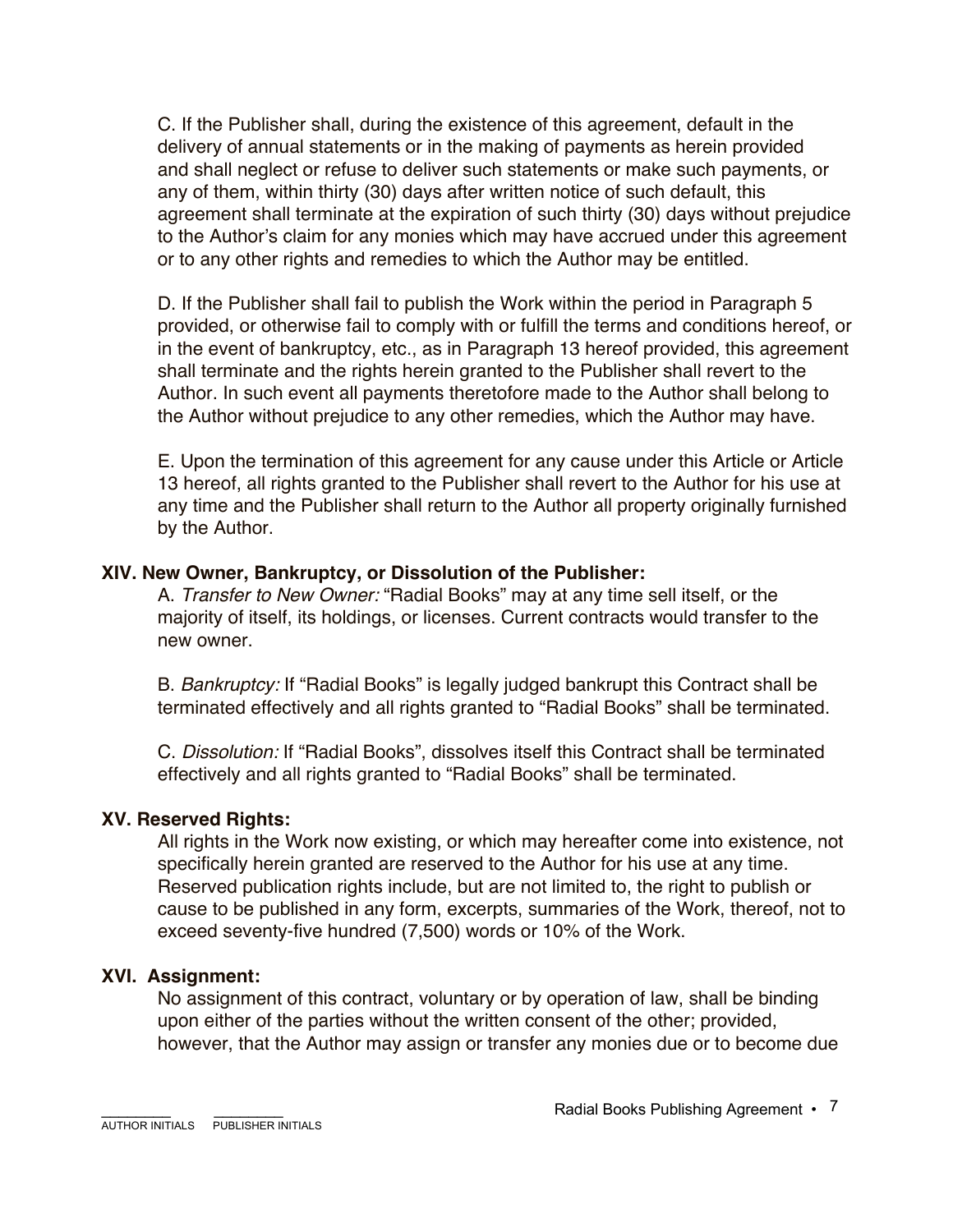C. If the Publisher shall, during the existence of this agreement, default in the delivery of annual statements or in the making of payments as herein provided and shall neglect or refuse to deliver such statements or make such payments, or any of them, within thirty (30) days after written notice of such default, this agreement shall terminate at the expiration of such thirty (30) days without prejudice to the Author's claim for any monies which may have accrued under this agreement or to any other rights and remedies to which the Author may be entitled.

D. If the Publisher shall fail to publish the Work within the period in Paragraph 5 provided, or otherwise fail to comply with or fulfill the terms and conditions hereof, or in the event of bankruptcy, etc., as in Paragraph 13 hereof provided, this agreement shall terminate and the rights herein granted to the Publisher shall revert to the Author. In such event all payments theretofore made to the Author shall belong to the Author without prejudice to any other remedies, which the Author may have.

E. Upon the termination of this agreement for any cause under this Article or Article 13 hereof, all rights granted to the Publisher shall revert to the Author for his use at any time and the Publisher shall return to the Author all property originally furnished by the Author.

**XIV. New Owner, Bankruptcy, or Dissolution of the Publisher:**

A. *Transfer to New Owner:* "Radial Books" may at any time sell itself, or the majority of itself, its holdings, or licenses. Current contracts would transfer to the new owner.

B. *Bankruptcy:* If "Radial Books" is legally judged bankrupt this Contract shall be terminated effectively and all rights granted to "Radial Books" shall be terminated.

C. *Dissolution:* If "Radial Books", dissolves itself this Contract shall be terminated effectively and all rights granted to "Radial Books" shall be terminated.

**XV. Reserved Rights:**

All rights in the Work now existing, or which may hereafter come into existence, not specifically herein granted are reserved to the Author for his use at any time. Reserved publication rights include, but are not limited to, the right to publish or cause to be published in any form, excerpts, summaries of the Work, thereof, not to exceed seventy-five hundred (7,500) words or 10% of the Work.

**XVI. Assignment:**

No assignment of this contract, voluntary or by operation of law, shall be binding upon either of the parties without the written consent of the other; provided, however, that the Author may assign or transfer any monies due or to become due

________ ________
AUTHOR INITIALS PUBLISHER INITIALS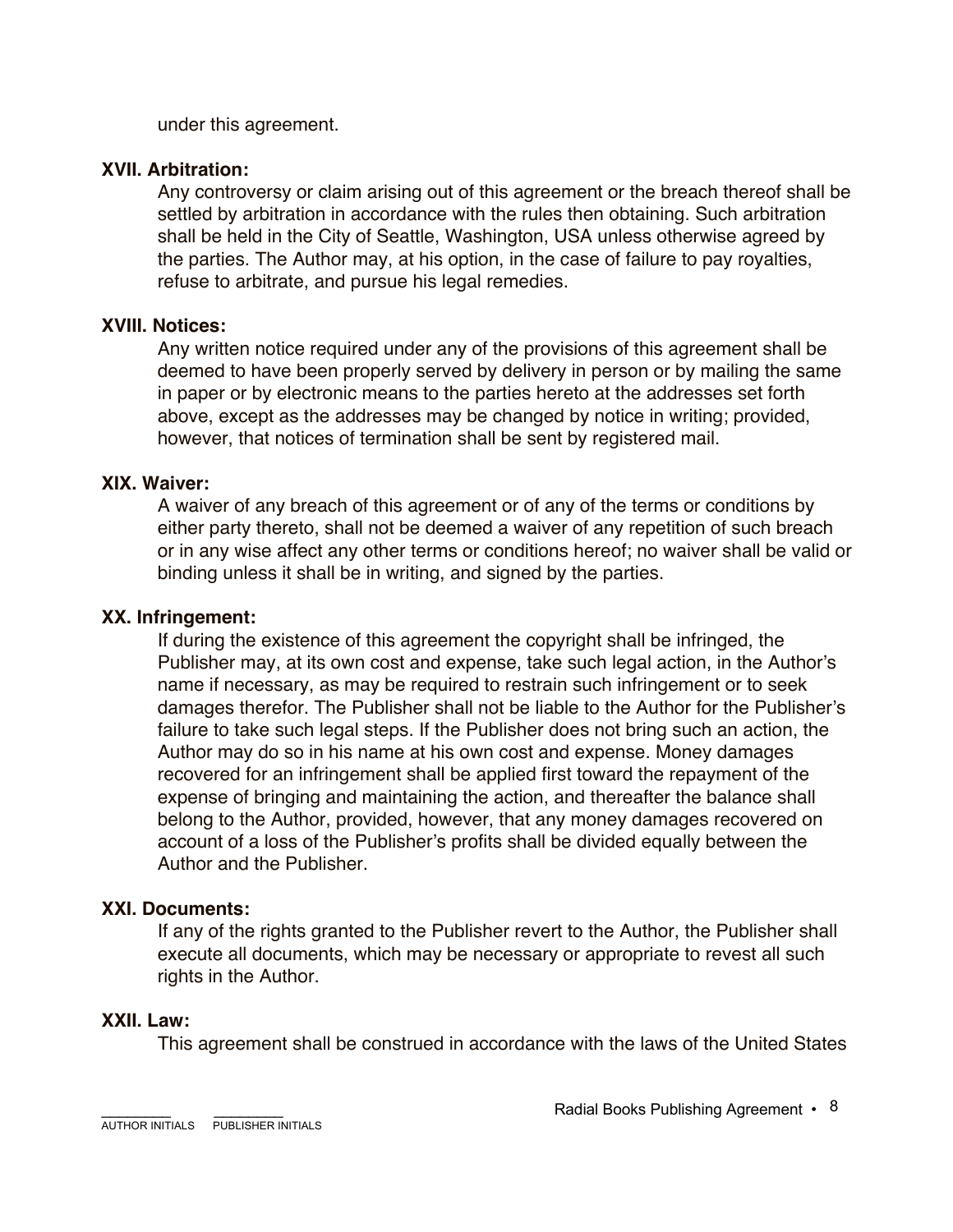under this agreement.

**XVII. Arbitration:**

Any controversy or claim arising out of this agreement or the breach thereof shall be settled by arbitration in accordance with the rules then obtaining. Such arbitration shall be held in the City of Seattle, Washington, USA unless otherwise agreed by the parties. The Author may, at his option, in the case of failure to pay royalties, refuse to arbitrate, and pursue his legal remedies.

**XVIII. Notices:**

Any written notice required under any of the provisions of this agreement shall be deemed to have been properly served by delivery in person or by mailing the same in paper or by electronic means to the parties hereto at the addresses set forth above, except as the addresses may be changed by notice in writing; provided, however, that notices of termination shall be sent by registered mail.

**XIX. Waiver:**

A waiver of any breach of this agreement or of any of the terms or conditions by either party thereto, shall not be deemed a waiver of any repetition of such breach or in any wise affect any other terms or conditions hereof; no waiver shall be valid or binding unless it shall be in writing, and signed by the parties.

**XX. Infringement:**

If during the existence of this agreement the copyright shall be infringed, the Publisher may, at its own cost and expense, take such legal action, in the Author's name if necessary, as may be required to restrain such infringement or to seek damages therefor. The Publisher shall not be liable to the Author for the Publisher's failure to take such legal steps. If the Publisher does not bring such an action, the Author may do so in his name at his own cost and expense. Money damages recovered for an infringement shall be applied first toward the repayment of the expense of bringing and maintaining the action, and thereafter the balance shall belong to the Author, provided, however, that any money damages recovered on account of a loss of the Publisher's profits shall be divided equally between the Author and the Publisher.

**XXI. Documents:**

If any of the rights granted to the Publisher revert to the Author, the Publisher shall execute all documents, which may be necessary or appropriate to revest all such rights in the Author.

**XXII. Law:**

This agreement shall be construed in accordance with the laws of the United States

________ ________
AUTHOR INITIALS PUBLISHER INITIALS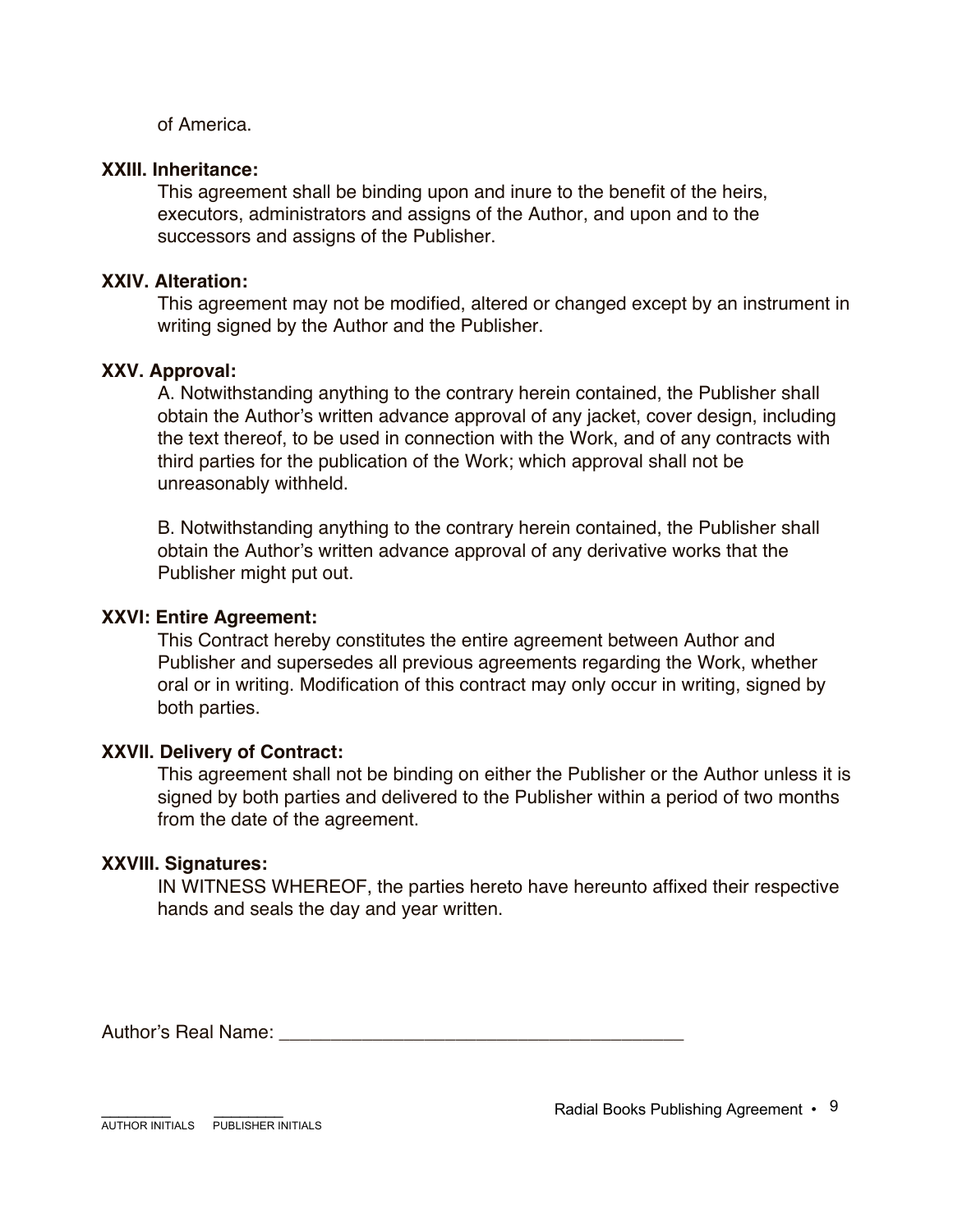of America.

**XXIII. Inheritance:**

This agreement shall be binding upon and inure to the benefit of the heirs, executors, administrators and assigns of the Author, and upon and to the successors and assigns of the Publisher.

**XXIV. Alteration:**

This agreement may not be modified, altered or changed except by an instrument in writing signed by the Author and the Publisher.

**XXV. Approval:**

A. Notwithstanding anything to the contrary herein contained, the Publisher shall obtain the Author's written advance approval of any jacket, cover design, including the text thereof, to be used in connection with the Work, and of any contracts with third parties for the publication of the Work; which approval shall not be unreasonably withheld.

B. Notwithstanding anything to the contrary herein contained, the Publisher shall obtain the Author's written advance approval of any derivative works that the Publisher might put out.

**XXVI: Entire Agreement:**

This Contract hereby constitutes the entire agreement between Author and Publisher and supersedes all previous agreements regarding the Work, whether oral or in writing. Modification of this contract may only occur in writing, signed by both parties.

**XXVII. Delivery of Contract:**

This agreement shall not be binding on either the Publisher or the Author unless it is signed by both parties and delivered to the Publisher within a period of two months from the date of the agreement.

**XXVIII. Signatures:**

IN WITNESS WHEREOF, the parties hereto have hereunto affixed their respective hands and seals the day and year written.

Author's Real Name: ________________________________________

________ ________
AUTHOR INITIALS PUBLISHER INITIALS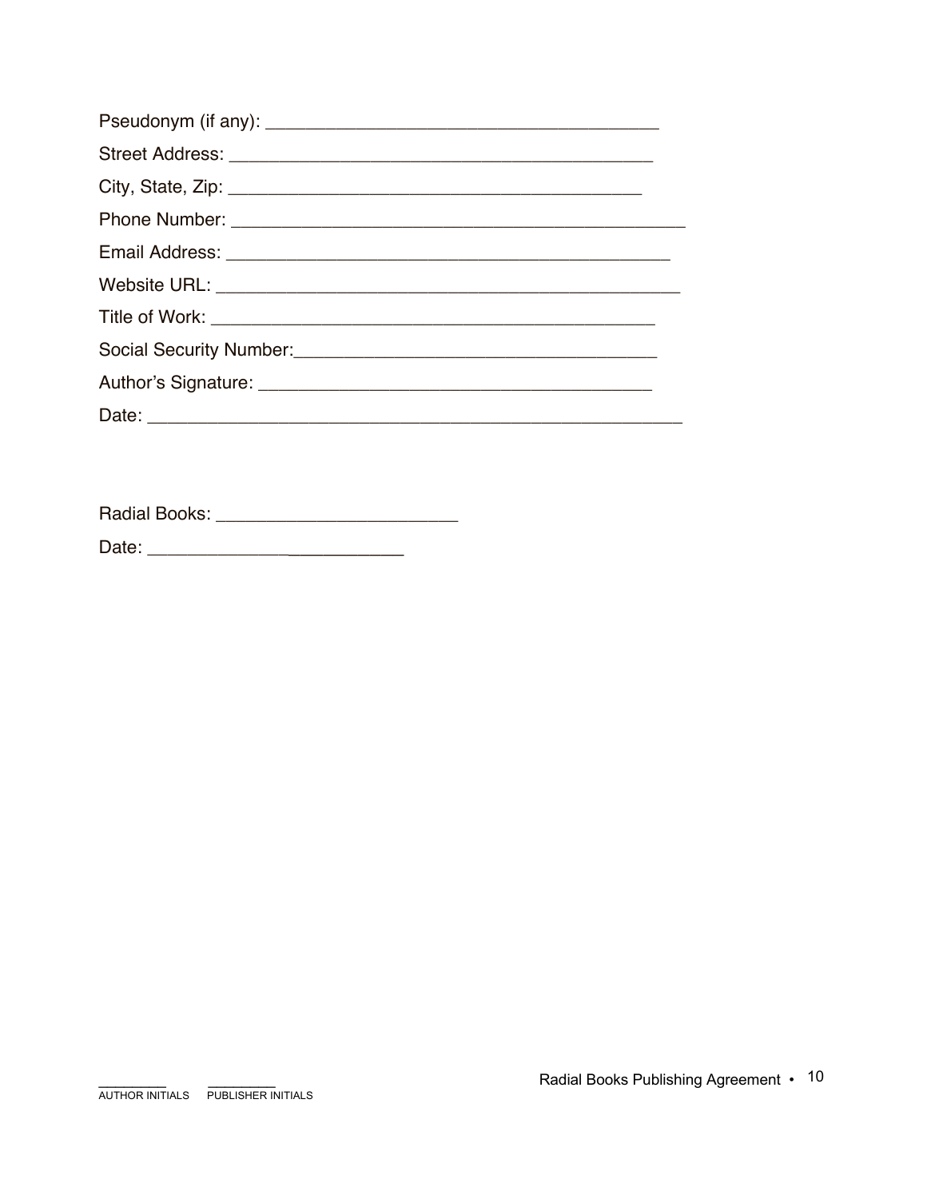Pseudonym (if any): ________________________________________

Street Address: ___________________________________________

City, State, Zip: __________________________________________

Phone Number: ____________________________________________

Email Address: ____________________________________________

Website URL: ______________________________________________

Title of Work: _____________________________________________

Social Security Number:______________________________________

Author's Signature: _________________________________________

Date: _____________________________________________________

Radial Books: _________________________

Date: __________________________

________ AUTHOR INITIALS ________ PUBLISHER INITIALS